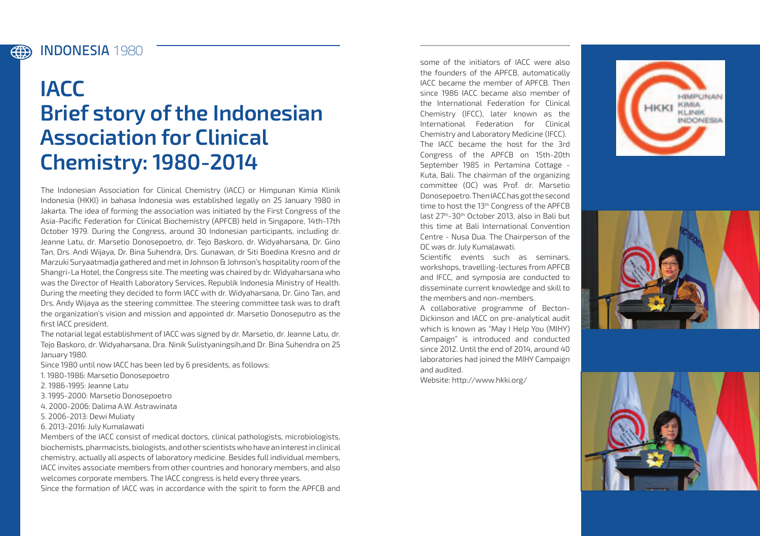## INDONESIA 1980

# IACC
# Brief story of the Indonesian Association for Clinical Chemistry: 1980-2014

The Indonesian Association for Clinical Chemistry (IACC) or Himpunan Kimia Klinik Indonesia (HKKI) in bahasa Indonesia was established legally on 25 January 1980 in Jakarta. The idea of forming the association was initiated by the First Congress of the Asia-Pacific Federation for Clinical Biochemistry (APFCB) held in Singapore, 14th-17th October 1979. During the Congress, around 30 Indonesian participants, including dr. Jeanne Latu, dr. Marsetio Donosepoetro, dr. Tejo Baskoro, dr. Widyaharsana, Dr. Gino Tan, Drs. Andi Wijaya, Dr. Bina Suhendra, Drs. Gunawan, dr Siti Boedina Kresno and dr Marzuki Suryaatmadja gathered and met in Johnson & Johnson's hospitality room of the Shangri-La Hotel, the Congress site. The meeting was chaired by dr. Widyaharsana who was the Director of Health Laboratory Services, Republik Indonesia Ministry of Health. During the meeting they decided to form IACC with dr. Widyaharsana, Dr. Gino Tan, and Drs. Andy Wijaya as the steering committee. The steering committee task was to draft the organization's vision and mission and appointed dr. Marsetio Donoseputro as the first IACC president.

The notarial legal establishment of IACC was signed by dr. Marsetio, dr. Jeanne Latu, dr. Tejo Baskoro, dr. Widyaharsana, Dra. Ninik Sulistyaningsih,and Dr. Bina Suhendra on 25 January 1980.

Since 1980 until now IACC has been led by 6 presidents, as follows:

1. 1980-1986: Marsetio Donosepoetro
2. 1986-1995: Jeanne Latu
3. 1995-2000: Marsetio Donosepoetro
4. 2000-2006: Dalima A.W. Astrawinata
5. 2006-2013: Dewi Muliaty
6. 2013-2016: July Kumalawati

Members of the IACC consist of medical doctors, clinical pathologists, microbiologists, biochemists, pharmacists, biologists, and other scientists who have an interest in clinical chemistry, actually all aspects of laboratory medicine. Besides full individual members, IACC invites associate members from other countries and honorary members, and also welcomes corporate members. The IACC congress is held every three years.

Since the formation of IACC was in accordance with the spirit to form the APFCB and some of the initiators of IACC were also the founders of the APFCB, automatically IACC became the member of APFCB. Then since 1986 IACC became also member of the International Federation for Clinical Chemistry (IFCC), later known as the International Federation for Clinical Chemistry and Laboratory Medicine (IFCC).

The IACC became the host for the 3rd Congress of the APFCB on 15th-20th September 1985 in Pertamina Cottage - Kuta, Bali. The chairman of the organizing committee (OC) was Prof. dr. Marsetio Donosepoetro. Then IACC has got the second time to host the 13th Congress of the APFCB last 27th-30th October 2013, also in Bali but this time at Bali International Convention Centre - Nusa Dua. The Chairperson of the OC was dr. July Kumalawati.

Scientific events such as seminars, workshops, travelling-lectures from APFCB and IFCC, and symposia are conducted to disseminate current knowledge and skill to the members and non-members.

A collaborative programme of Becton-Dickinson and IACC on pre-analytical audit which is known as "May I Help You (MIHY) Campaign" is introduced and conducted since 2012. Until the end of 2014, around 40 laboratories had joined the MIHY Campaign and audited.

Website: http://www.hkki.org/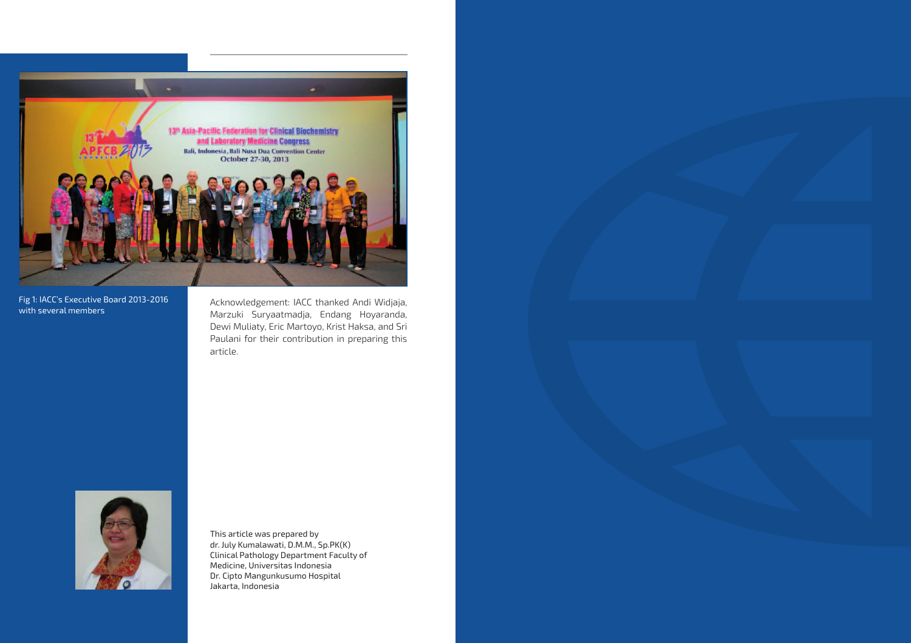Fig 1: IACC's Executive Board 2013-2016 with several members

Acknowledgement: IACC thanked Andi Widjaja, Marzuki Suryaatmadja, Endang Hoyaranda, Dewi Muliaty, Eric Martoyo, Krist Haksa, and Sri Paulani for their contribution in preparing this article.

This article was prepared by
dr. July Kumalawati, D.M.M., Sp.PK(K)
Clinical Pathology Department Faculty of Medicine, Universitas Indonesia
Dr. Cipto Mangunkusumo Hospital
Jakarta, Indonesia